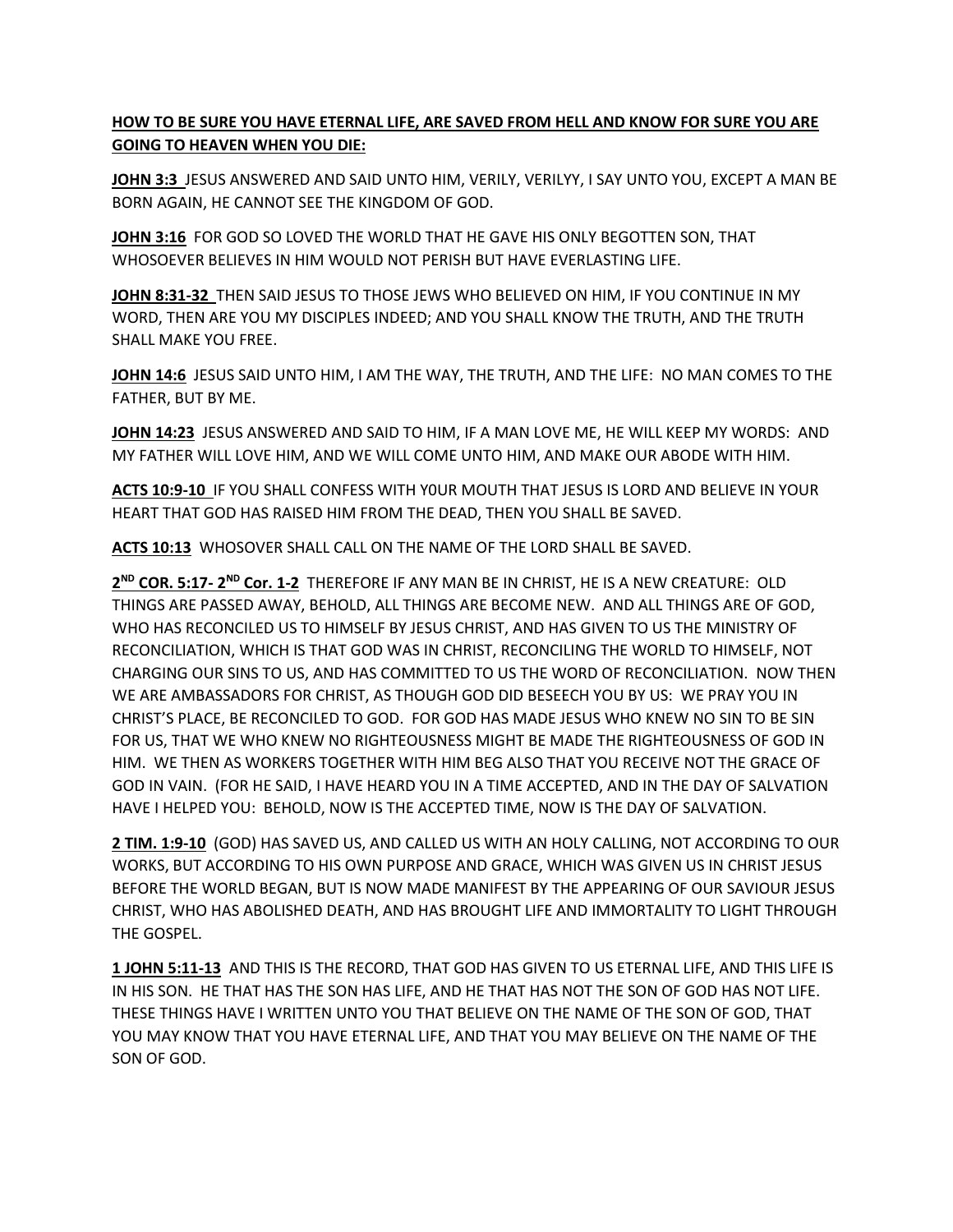**HOW TO BE SURE YOU HAVE ETERNAL LIFE, ARE SAVED FROM HELL AND KNOW FOR SURE YOU ARE GOING TO HEAVEN WHEN YOU DIE:**

**JOHN 3:3** JESUS ANSWERED AND SAID UNTO HIM, VERILY, VERILYY, I SAY UNTO YOU, EXCEPT A MAN BE BORN AGAIN, HE CANNOT SEE THE KINGDOM OF GOD.

**JOHN 3:16** FOR GOD SO LOVED THE WORLD THAT HE GAVE HIS ONLY BEGOTTEN SON, THAT WHOSOEVER BELIEVES IN HIM WOULD NOT PERISH BUT HAVE EVERLASTING LIFE.

**JOHN 8:31-32** THEN SAID JESUS TO THOSE JEWS WHO BELIEVED ON HIM, IF YOU CONTINUE IN MY WORD, THEN ARE YOU MY DISCIPLES INDEED; AND YOU SHALL KNOW THE TRUTH, AND THE TRUTH SHALL MAKE YOU FREE.

**JOHN 14:6** JESUS SAID UNTO HIM, I AM THE WAY, THE TRUTH, AND THE LIFE: NO MAN COMES TO THE FATHER, BUT BY ME.

**JOHN 14:23** JESUS ANSWERED AND SAID TO HIM, IF A MAN LOVE ME, HE WILL KEEP MY WORDS: AND MY FATHER WILL LOVE HIM, AND WE WILL COME UNTO HIM, AND MAKE OUR ABODE WITH HIM.

**ACTS 10:9-10** IF YOU SHALL CONFESS WITH Y0UR MOUTH THAT JESUS IS LORD AND BELIEVE IN YOUR HEART THAT GOD HAS RAISED HIM FROM THE DEAD, THEN YOU SHALL BE SAVED.

**ACTS 10:13** WHOSOVER SHALL CALL ON THE NAME OF THE LORD SHALL BE SAVED.

**2ND COR. 5:17- 2ND Cor. 1-2** THEREFORE IF ANY MAN BE IN CHRIST, HE IS A NEW CREATURE: OLD THINGS ARE PASSED AWAY, BEHOLD, ALL THINGS ARE BECOME NEW. AND ALL THINGS ARE OF GOD, WHO HAS RECONCILED US TO HIMSELF BY JESUS CHRIST, AND HAS GIVEN TO US THE MINISTRY OF RECONCILIATION, WHICH IS THAT GOD WAS IN CHRIST, RECONCILING THE WORLD TO HIMSELF, NOT CHARGING OUR SINS TO US, AND HAS COMMITTED TO US THE WORD OF RECONCILIATION. NOW THEN WE ARE AMBASSADORS FOR CHRIST, AS THOUGH GOD DID BESEECH YOU BY US: WE PRAY YOU IN CHRIST'S PLACE, BE RECONCILED TO GOD. FOR GOD HAS MADE JESUS WHO KNEW NO SIN TO BE SIN FOR US, THAT WE WHO KNEW NO RIGHTEOUSNESS MIGHT BE MADE THE RIGHTEOUSNESS OF GOD IN HIM. WE THEN AS WORKERS TOGETHER WITH HIM BEG ALSO THAT YOU RECEIVE NOT THE GRACE OF GOD IN VAIN. (FOR HE SAID, I HAVE HEARD YOU IN A TIME ACCEPTED, AND IN THE DAY OF SALVATION HAVE I HELPED YOU: BEHOLD, NOW IS THE ACCEPTED TIME, NOW IS THE DAY OF SALVATION.

**2 TIM. 1:9-10** (GOD) HAS SAVED US, AND CALLED US WITH AN HOLY CALLING, NOT ACCORDING TO OUR WORKS, BUT ACCORDING TO HIS OWN PURPOSE AND GRACE, WHICH WAS GIVEN US IN CHRIST JESUS BEFORE THE WORLD BEGAN, BUT IS NOW MADE MANIFEST BY THE APPEARING OF OUR SAVIOUR JESUS CHRIST, WHO HAS ABOLISHED DEATH, AND HAS BROUGHT LIFE AND IMMORTALITY TO LIGHT THROUGH THE GOSPEL.

**1 JOHN 5:11-13** AND THIS IS THE RECORD, THAT GOD HAS GIVEN TO US ETERNAL LIFE, AND THIS LIFE IS IN HIS SON. HE THAT HAS THE SON HAS LIFE, AND HE THAT HAS NOT THE SON OF GOD HAS NOT LIFE. THESE THINGS HAVE I WRITTEN UNTO YOU THAT BELIEVE ON THE NAME OF THE SON OF GOD, THAT YOU MAY KNOW THAT YOU HAVE ETERNAL LIFE, AND THAT YOU MAY BELIEVE ON THE NAME OF THE SON OF GOD.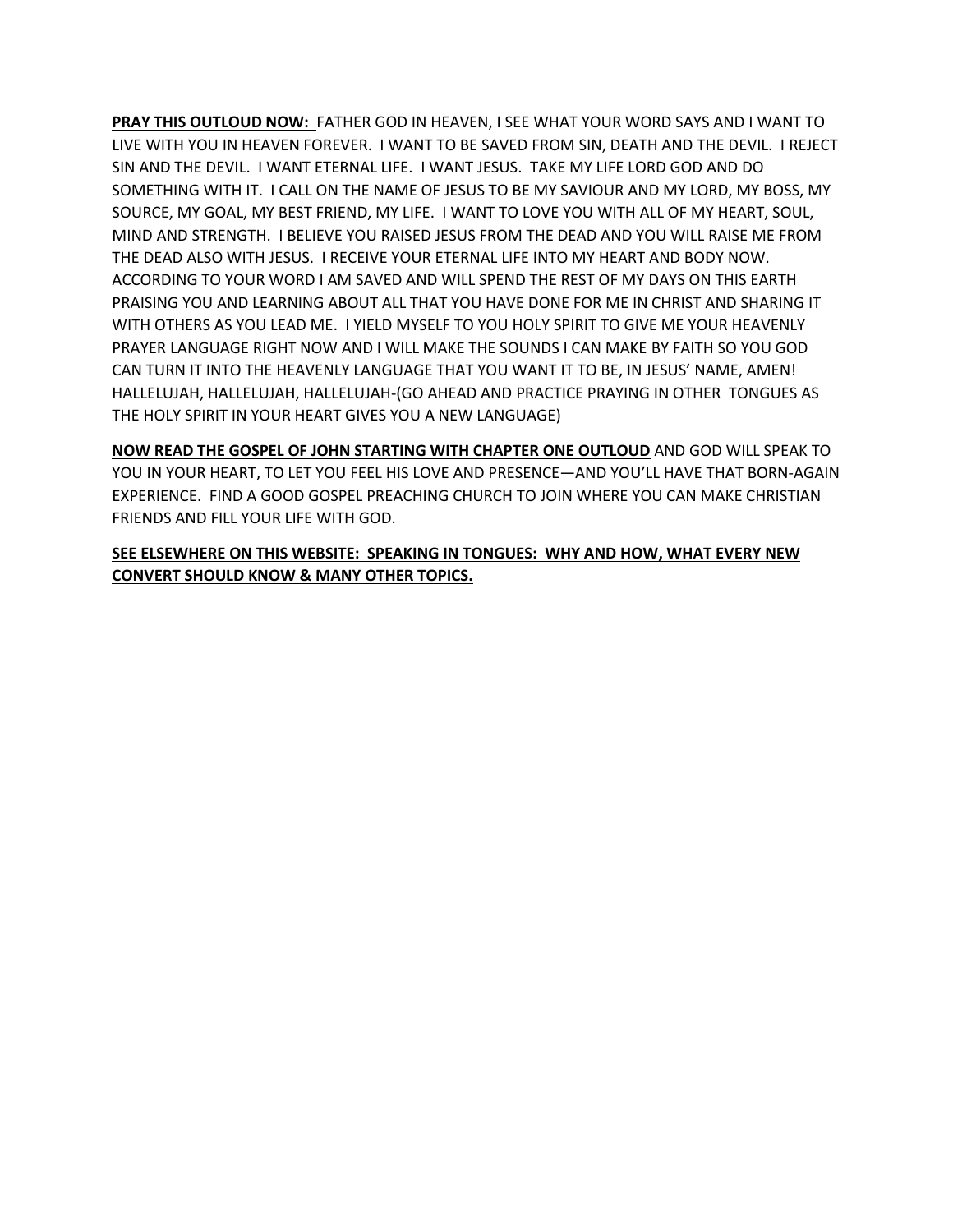**PRAY THIS OUTLOUD NOW:** FATHER GOD IN HEAVEN, I SEE WHAT YOUR WORD SAYS AND I WANT TO LIVE WITH YOU IN HEAVEN FOREVER. I WANT TO BE SAVED FROM SIN, DEATH AND THE DEVIL. I REJECT SIN AND THE DEVIL. I WANT ETERNAL LIFE. I WANT JESUS. TAKE MY LIFE LORD GOD AND DO SOMETHING WITH IT. I CALL ON THE NAME OF JESUS TO BE MY SAVIOUR AND MY LORD, MY BOSS, MY SOURCE, MY GOAL, MY BEST FRIEND, MY LIFE. I WANT TO LOVE YOU WITH ALL OF MY HEART, SOUL, MIND AND STRENGTH. I BELIEVE YOU RAISED JESUS FROM THE DEAD AND YOU WILL RAISE ME FROM THE DEAD ALSO WITH JESUS. I RECEIVE YOUR ETERNAL LIFE INTO MY HEART AND BODY NOW. ACCORDING TO YOUR WORD I AM SAVED AND WILL SPEND THE REST OF MY DAYS ON THIS EARTH PRAISING YOU AND LEARNING ABOUT ALL THAT YOU HAVE DONE FOR ME IN CHRIST AND SHARING IT WITH OTHERS AS YOU LEAD ME. I YIELD MYSELF TO YOU HOLY SPIRIT TO GIVE ME YOUR HEAVENLY PRAYER LANGUAGE RIGHT NOW AND I WILL MAKE THE SOUNDS I CAN MAKE BY FAITH SO YOU GOD CAN TURN IT INTO THE HEAVENLY LANGUAGE THAT YOU WANT IT TO BE, IN JESUS' NAME, AMEN! HALLELUJAH, HALLELUJAH, HALLELUJAH-(GO AHEAD AND PRACTICE PRAYING IN OTHER TONGUES AS THE HOLY SPIRIT IN YOUR HEART GIVES YOU A NEW LANGUAGE)

**NOW READ THE GOSPEL OF JOHN STARTING WITH CHAPTER ONE OUTLOUD** AND GOD WILL SPEAK TO YOU IN YOUR HEART, TO LET YOU FEEL HIS LOVE AND PRESENCE—AND YOU'LL HAVE THAT BORN-AGAIN EXPERIENCE. FIND A GOOD GOSPEL PREACHING CHURCH TO JOIN WHERE YOU CAN MAKE CHRISTIAN FRIENDS AND FILL YOUR LIFE WITH GOD.

**SEE ELSEWHERE ON THIS WEBSITE: SPEAKING IN TONGUES: WHY AND HOW, WHAT EVERY NEW CONVERT SHOULD KNOW & MANY OTHER TOPICS.**